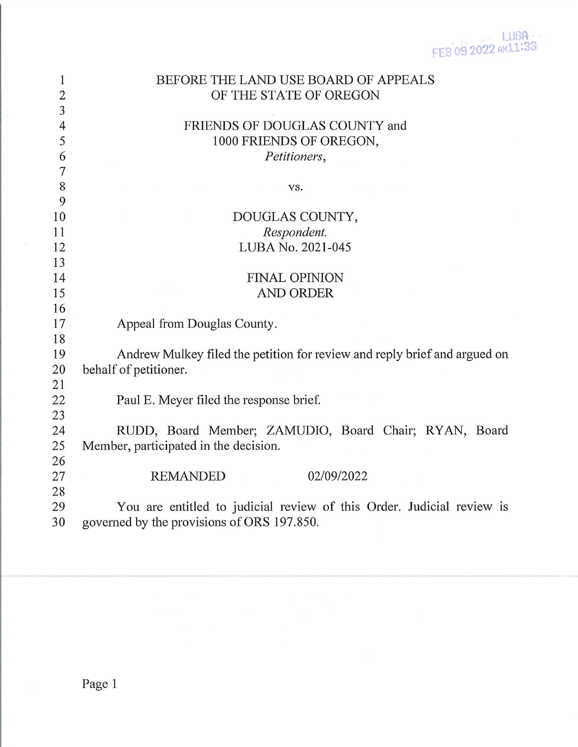LUBA FEB 09 2022 AM11:33

BEFORE THE LAND USE BOARD OF APPEALS
OF THE STATE OF OREGON

FRIENDS OF DOUGLAS COUNTY and
1000 FRIENDS OF OREGON,
*Petitioners*,

vs.

DOUGLAS COUNTY,
*Respondent.*
LUBA No. 2021-045

FINAL OPINION
AND ORDER

Appeal from Douglas County.

Andrew Mulkey filed the petition for review and reply brief and argued on behalf of petitioner.

Paul E. Meyer filed the response brief.

RUDD, Board Member; ZAMUDIO, Board Chair; RYAN, Board Member, participated in the decision.

REMANDED 02/09/2022

You are entitled to judicial review of this Order. Judicial review is governed by the provisions of ORS 197.850.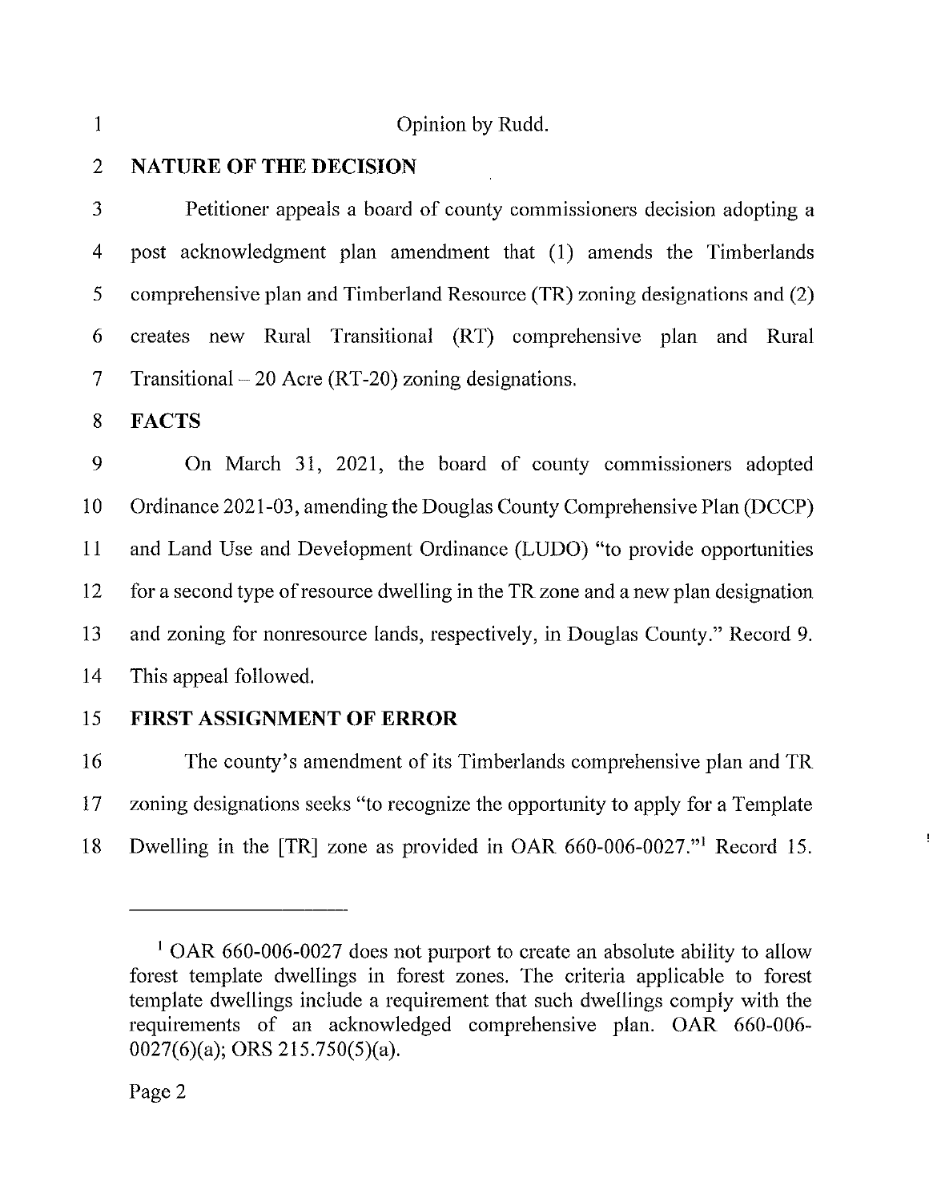Opinion by Rudd.

## NATURE OF THE DECISION

Petitioner appeals a board of county commissioners decision adopting a post acknowledgment plan amendment that (1) amends the Timberlands comprehensive plan and Timberland Resource (TR) zoning designations and (2) creates new Rural Transitional (RT) comprehensive plan and Rural Transitional – 20 Acre (RT-20) zoning designations.

## FACTS

On March 31, 2021, the board of county commissioners adopted Ordinance 2021-03, amending the Douglas County Comprehensive Plan (DCCP) and Land Use and Development Ordinance (LUDO) "to provide opportunities for a second type of resource dwelling in the TR zone and a new plan designation and zoning for nonresource lands, respectively, in Douglas County." Record 9. This appeal followed.

## FIRST ASSIGNMENT OF ERROR

The county's amendment of its Timberlands comprehensive plan and TR zoning designations seeks "to recognize the opportunity to apply for a Template Dwelling in the [TR] zone as provided in OAR 660-006-0027."[1] Record 15.

---

[1] OAR 660-006-0027 does not purport to create an absolute ability to allow forest template dwellings in forest zones. The criteria applicable to forest template dwellings include a requirement that such dwellings comply with the requirements of an acknowledged comprehensive plan. OAR 660-006-0027(6)(a); ORS 215.750(5)(a).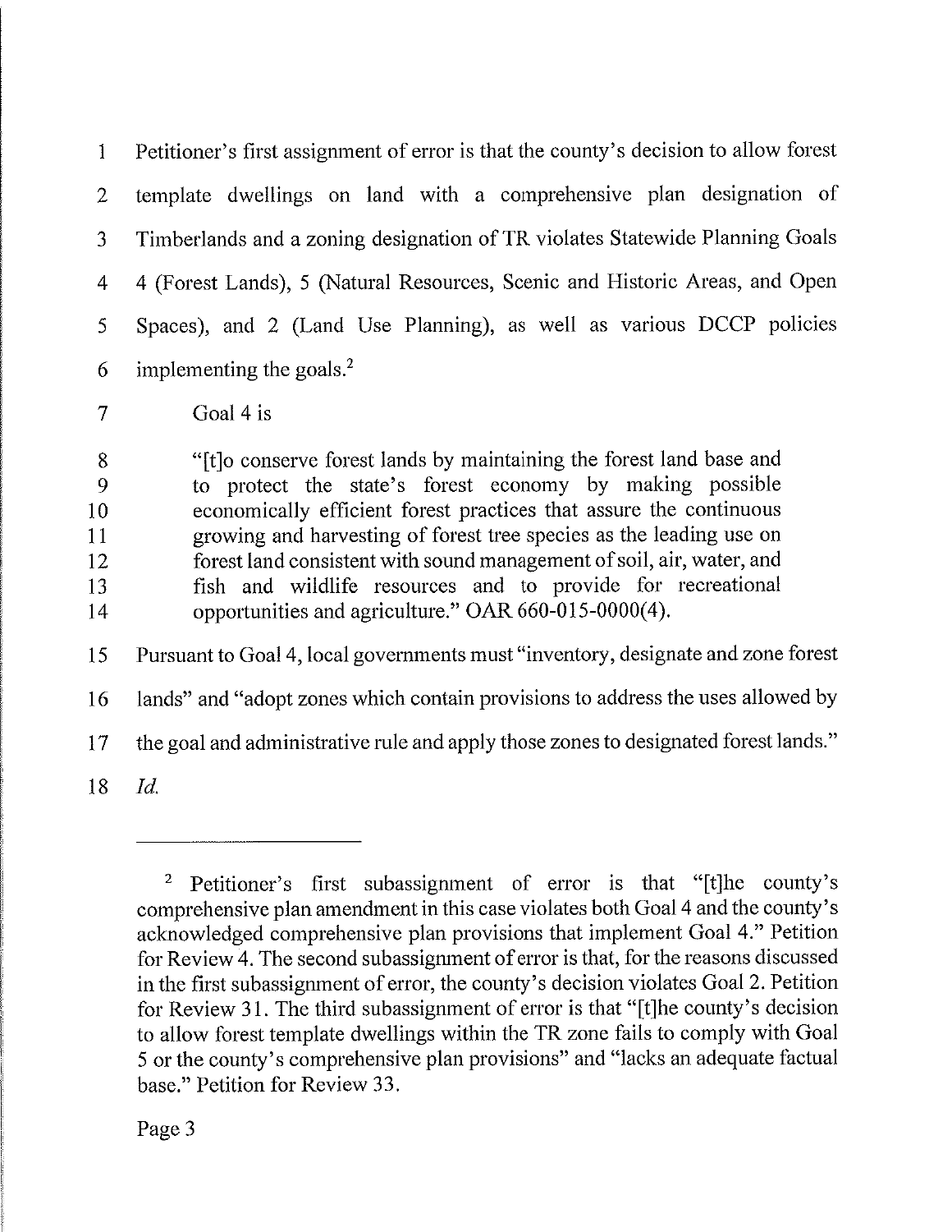Petitioner's first assignment of error is that the county's decision to allow forest template dwellings on land with a comprehensive plan designation of Timberlands and a zoning designation of TR violates Statewide Planning Goals 4 (Forest Lands), 5 (Natural Resources, Scenic and Historic Areas, and Open Spaces), and 2 (Land Use Planning), as well as various DCCP policies implementing the goals.[2]

Goal 4 is

> "[t]o conserve forest lands by maintaining the forest land base and to protect the state's forest economy by making possible economically efficient forest practices that assure the continuous growing and harvesting of forest tree species as the leading use on forest land consistent with sound management of soil, air, water, and fish and wildlife resources and to provide for recreational opportunities and agriculture." OAR 660-015-0000(4).

Pursuant to Goal 4, local governments must "inventory, designate and zone forest lands" and "adopt zones which contain provisions to address the uses allowed by the goal and administrative rule and apply those zones to designated forest lands." *Id.*

---

[2] Petitioner's first subassignment of error is that "[t]he county's comprehensive plan amendment in this case violates both Goal 4 and the county's acknowledged comprehensive plan provisions that implement Goal 4." Petition for Review 4. The second subassignment of error is that, for the reasons discussed in the first subassignment of error, the county's decision violates Goal 2. Petition for Review 31. The third subassignment of error is that "[t]he county's decision to allow forest template dwellings within the TR zone fails to comply with Goal 5 or the county's comprehensive plan provisions" and "lacks an adequate factual base." Petition for Review 33.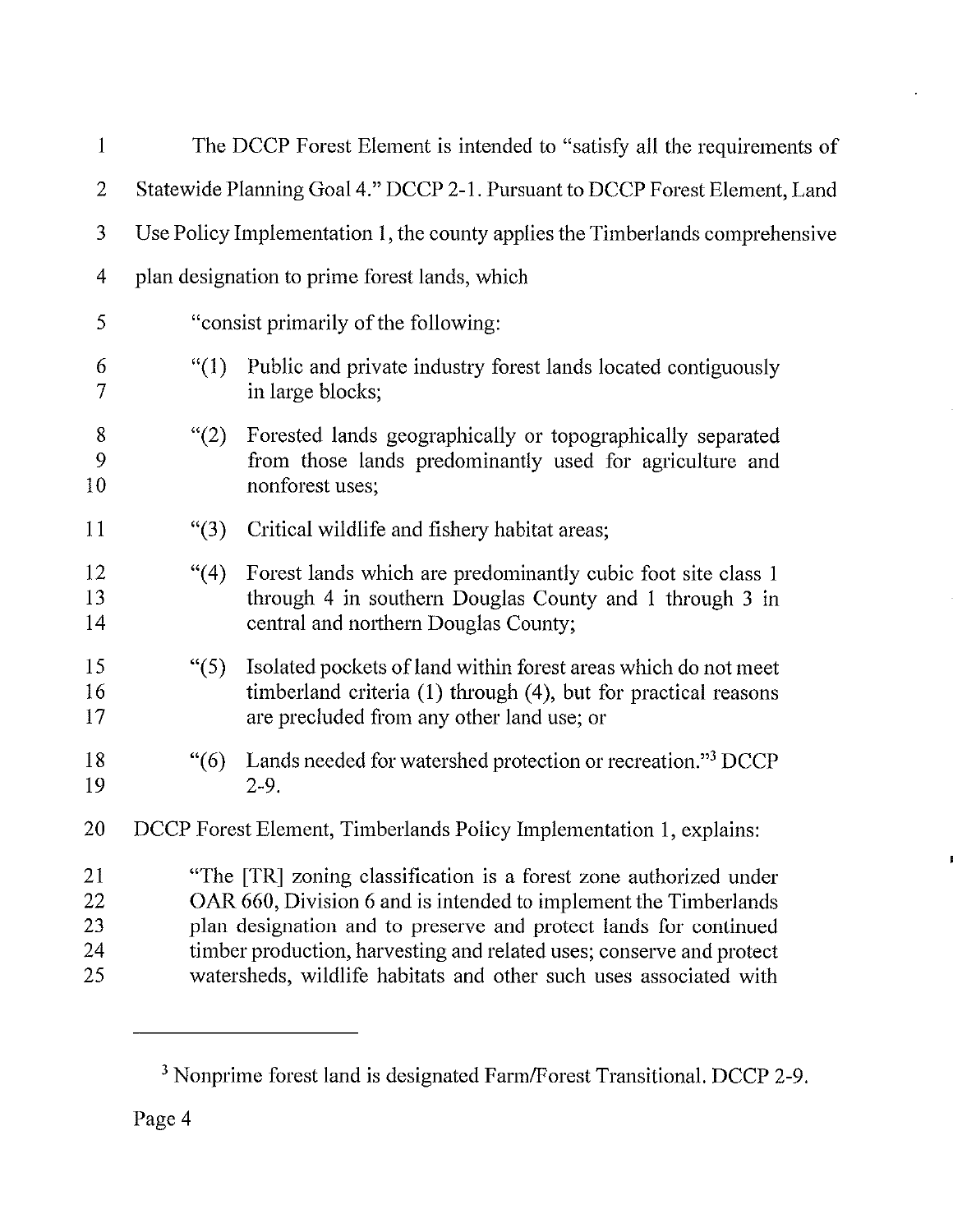The DCCP Forest Element is intended to "satisfy all the requirements of Statewide Planning Goal 4." DCCP 2-1. Pursuant to DCCP Forest Element, Land Use Policy Implementation 1, the county applies the Timberlands comprehensive plan designation to prime forest lands, which

> "consist primarily of the following:
>
> "(1) Public and private industry forest lands located contiguously in large blocks;
>
> "(2) Forested lands geographically or topographically separated from those lands predominantly used for agriculture and nonforest uses;
>
> "(3) Critical wildlife and fishery habitat areas;
>
> "(4) Forest lands which are predominantly cubic foot site class 1 through 4 in southern Douglas County and 1 through 3 in central and northern Douglas County;
>
> "(5) Isolated pockets of land within forest areas which do not meet timberland criteria (1) through (4), but for practical reasons are precluded from any other land use; or
>
> "(6) Lands needed for watershed protection or recreation."[3] DCCP 2-9.

DCCP Forest Element, Timberlands Policy Implementation 1, explains:

> "The [TR] zoning classification is a forest zone authorized under OAR 660, Division 6 and is intended to implement the Timberlands plan designation and to preserve and protect lands for continued timber production, harvesting and related uses; conserve and protect watersheds, wildlife habitats and other such uses associated with

---

[3] Nonprime forest land is designated Farm/Forest Transitional. DCCP 2-9.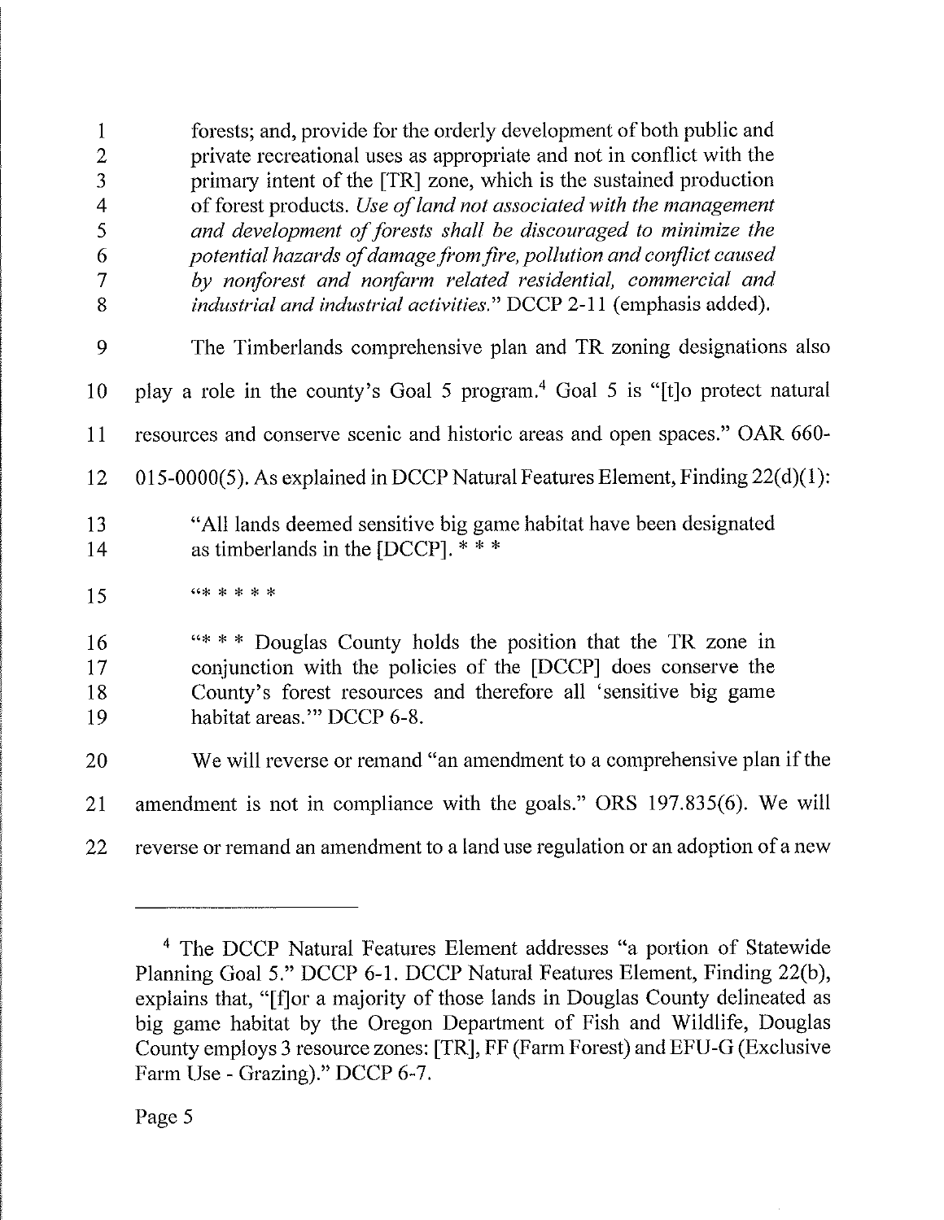> forests; and, provide for the orderly development of both public and private recreational uses as appropriate and not in conflict with the primary intent of the [TR] zone, which is the sustained production of forest products. *Use of land not associated with the management and development of forests shall be discouraged to minimize the potential hazards of damage from fire, pollution and conflict caused by nonforest and nonfarm related residential, commercial and industrial and industrial activities.*" DCCP 2-11 (emphasis added).

The Timberlands comprehensive plan and TR zoning designations also play a role in the county's Goal 5 program.[4] Goal 5 is "[t]o protect natural resources and conserve scenic and historic areas and open spaces." OAR 660-015-0000(5). As explained in DCCP Natural Features Element, Finding 22(d)(1):

> "All lands deemed sensitive big game habitat have been designated as timberlands in the [DCCP]. * * *
>
> "* * * * *
>
> "* * * Douglas County holds the position that the TR zone in conjunction with the policies of the [DCCP] does conserve the County's forest resources and therefore all 'sensitive big game habitat areas.'" DCCP 6-8.

We will reverse or remand "an amendment to a comprehensive plan if the amendment is not in compliance with the goals." ORS 197.835(6). We will reverse or remand an amendment to a land use regulation or an adoption of a new

---

[4] The DCCP Natural Features Element addresses "a portion of Statewide Planning Goal 5." DCCP 6-1. DCCP Natural Features Element, Finding 22(b), explains that, "[f]or a majority of those lands in Douglas County delineated as big game habitat by the Oregon Department of Fish and Wildlife, Douglas County employs 3 resource zones: [TR], FF (Farm Forest) and EFU-G (Exclusive Farm Use - Grazing)." DCCP 6-7.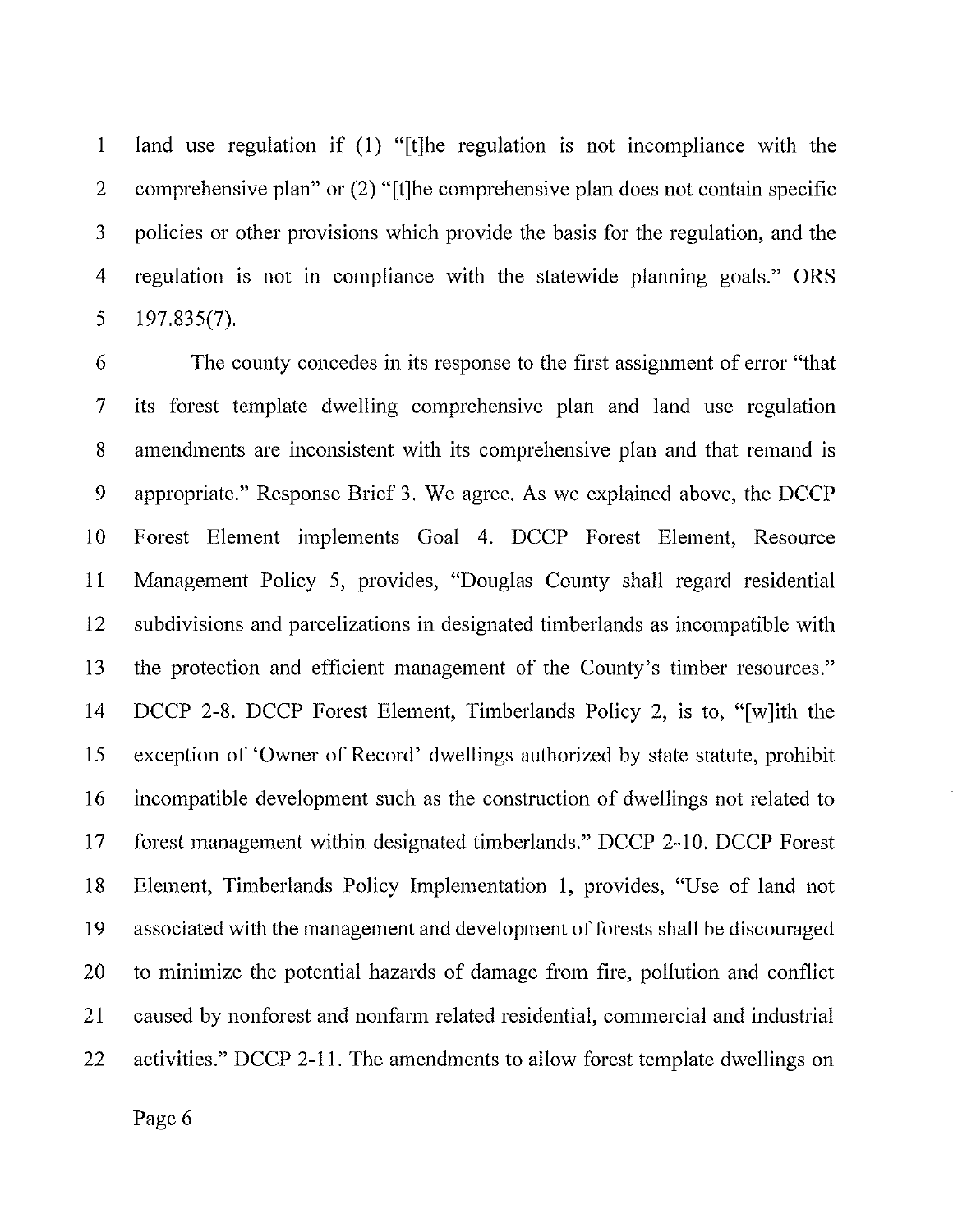land use regulation if (1) "[t]he regulation is not incompliance with the comprehensive plan" or (2) "[t]he comprehensive plan does not contain specific policies or other provisions which provide the basis for the regulation, and the regulation is not in compliance with the statewide planning goals." ORS 197.835(7).

The county concedes in its response to the first assignment of error "that its forest template dwelling comprehensive plan and land use regulation amendments are inconsistent with its comprehensive plan and that remand is appropriate." Response Brief 3. We agree. As we explained above, the DCCP Forest Element implements Goal 4. DCCP Forest Element, Resource Management Policy 5, provides, "Douglas County shall regard residential subdivisions and parcelizations in designated timberlands as incompatible with the protection and efficient management of the County's timber resources." DCCP 2-8. DCCP Forest Element, Timberlands Policy 2, is to, "[w]ith the exception of 'Owner of Record' dwellings authorized by state statute, prohibit incompatible development such as the construction of dwellings not related to forest management within designated timberlands." DCCP 2-10. DCCP Forest Element, Timberlands Policy Implementation 1, provides, "Use of land not associated with the management and development of forests shall be discouraged to minimize the potential hazards of damage from fire, pollution and conflict caused by nonforest and nonfarm related residential, commercial and industrial activities." DCCP 2-11. The amendments to allow forest template dwellings on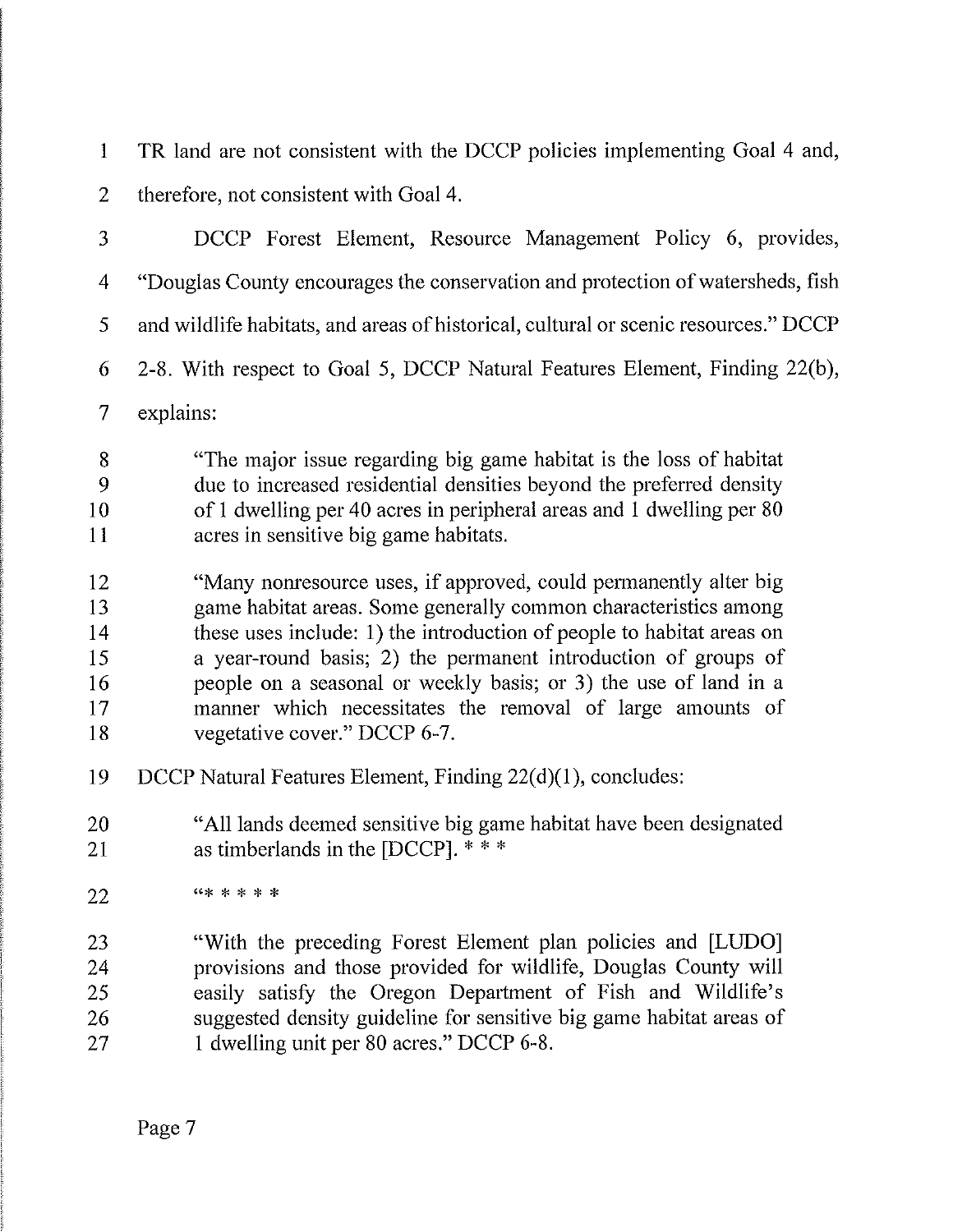TR land are not consistent with the DCCP policies implementing Goal 4 and, therefore, not consistent with Goal 4.

DCCP Forest Element, Resource Management Policy 6, provides, "Douglas County encourages the conservation and protection of watersheds, fish and wildlife habitats, and areas of historical, cultural or scenic resources." DCCP 2-8. With respect to Goal 5, DCCP Natural Features Element, Finding 22(b), explains:

> "The major issue regarding big game habitat is the loss of habitat due to increased residential densities beyond the preferred density of 1 dwelling per 40 acres in peripheral areas and 1 dwelling per 80 acres in sensitive big game habitats.
>
> "Many nonresource uses, if approved, could permanently alter big game habitat areas. Some generally common characteristics among these uses include: 1) the introduction of people to habitat areas on a year-round basis; 2) the permanent introduction of groups of people on a seasonal or weekly basis; or 3) the use of land in a manner which necessitates the removal of large amounts of vegetative cover." DCCP 6-7.

DCCP Natural Features Element, Finding 22(d)(1), concludes:

> "All lands deemed sensitive big game habitat have been designated as timberlands in the [DCCP]. * * *
>
> "* * * * *
>
> "With the preceding Forest Element plan policies and [LUDO] provisions and those provided for wildlife, Douglas County will easily satisfy the Oregon Department of Fish and Wildlife's suggested density guideline for sensitive big game habitat areas of 1 dwelling unit per 80 acres." DCCP 6-8.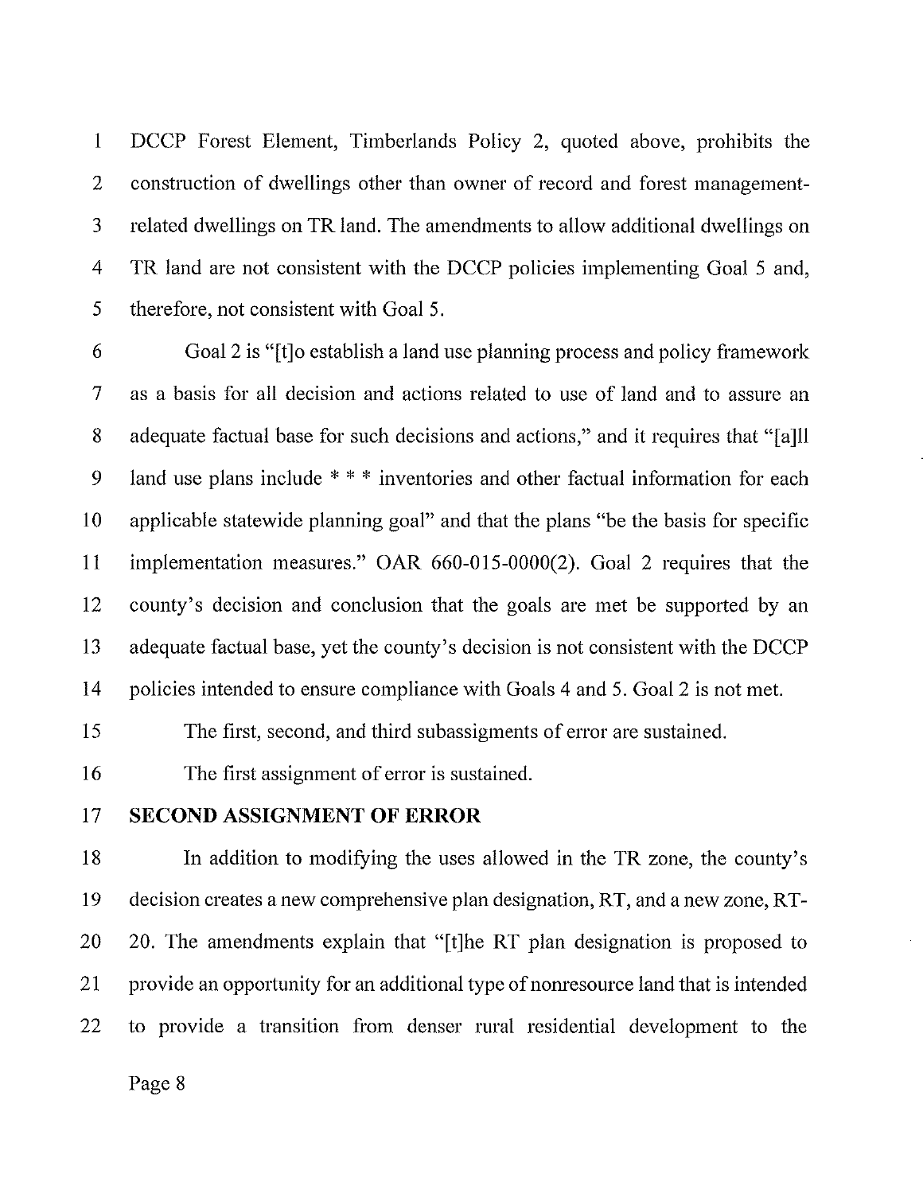DCCP Forest Element, Timberlands Policy 2, quoted above, prohibits the construction of dwellings other than owner of record and forest management-related dwellings on TR land. The amendments to allow additional dwellings on TR land are not consistent with the DCCP policies implementing Goal 5 and, therefore, not consistent with Goal 5.

Goal 2 is "[t]o establish a land use planning process and policy framework as a basis for all decision and actions related to use of land and to assure an adequate factual base for such decisions and actions," and it requires that "[a]ll land use plans include * * * inventories and other factual information for each applicable statewide planning goal" and that the plans "be the basis for specific implementation measures." OAR 660-015-0000(2). Goal 2 requires that the county's decision and conclusion that the goals are met be supported by an adequate factual base, yet the county's decision is not consistent with the DCCP policies intended to ensure compliance with Goals 4 and 5. Goal 2 is not met.

The first, second, and third subassigments of error are sustained.

The first assignment of error is sustained.

**SECOND ASSIGNMENT OF ERROR**

In addition to modifying the uses allowed in the TR zone, the county's decision creates a new comprehensive plan designation, RT, and a new zone, RT-20. The amendments explain that "[t]he RT plan designation is proposed to provide an opportunity for an additional type of nonresource land that is intended to provide a transition from denser rural residential development to the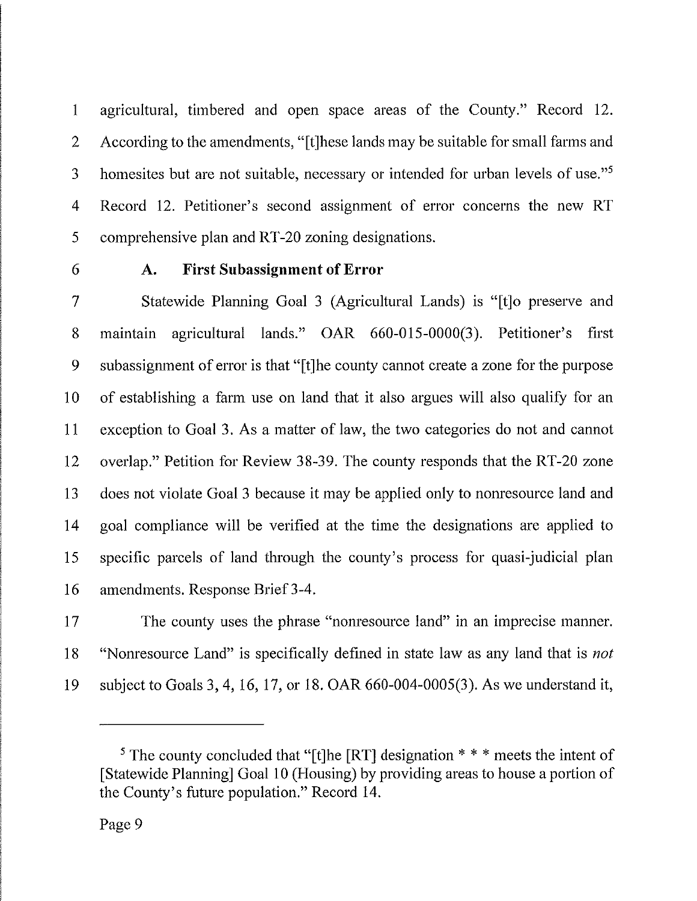agricultural, timbered and open space areas of the County." Record 12. According to the amendments, "[t]hese lands may be suitable for small farms and homesites but are not suitable, necessary or intended for urban levels of use."[5] Record 12. Petitioner's second assignment of error concerns the new RT comprehensive plan and RT-20 zoning designations.

### A. First Subassignment of Error

Statewide Planning Goal 3 (Agricultural Lands) is "[t]o preserve and maintain agricultural lands." OAR 660-015-0000(3). Petitioner's first subassignment of error is that "[t]he county cannot create a zone for the purpose of establishing a farm use on land that it also argues will also qualify for an exception to Goal 3. As a matter of law, the two categories do not and cannot overlap." Petition for Review 38-39. The county responds that the RT-20 zone does not violate Goal 3 because it may be applied only to nonresource land and goal compliance will be verified at the time the designations are applied to specific parcels of land through the county's process for quasi-judicial plan amendments. Response Brief 3-4.

The county uses the phrase "nonresource land" in an imprecise manner. "Nonresource Land" is specifically defined in state law as any land that is *not* subject to Goals 3, 4, 16, 17, or 18. OAR 660-004-0005(3). As we understand it,

---

[5] The county concluded that "[t]he [RT] designation * * * meets the intent of [Statewide Planning] Goal 10 (Housing) by providing areas to house a portion of the County's future population." Record 14.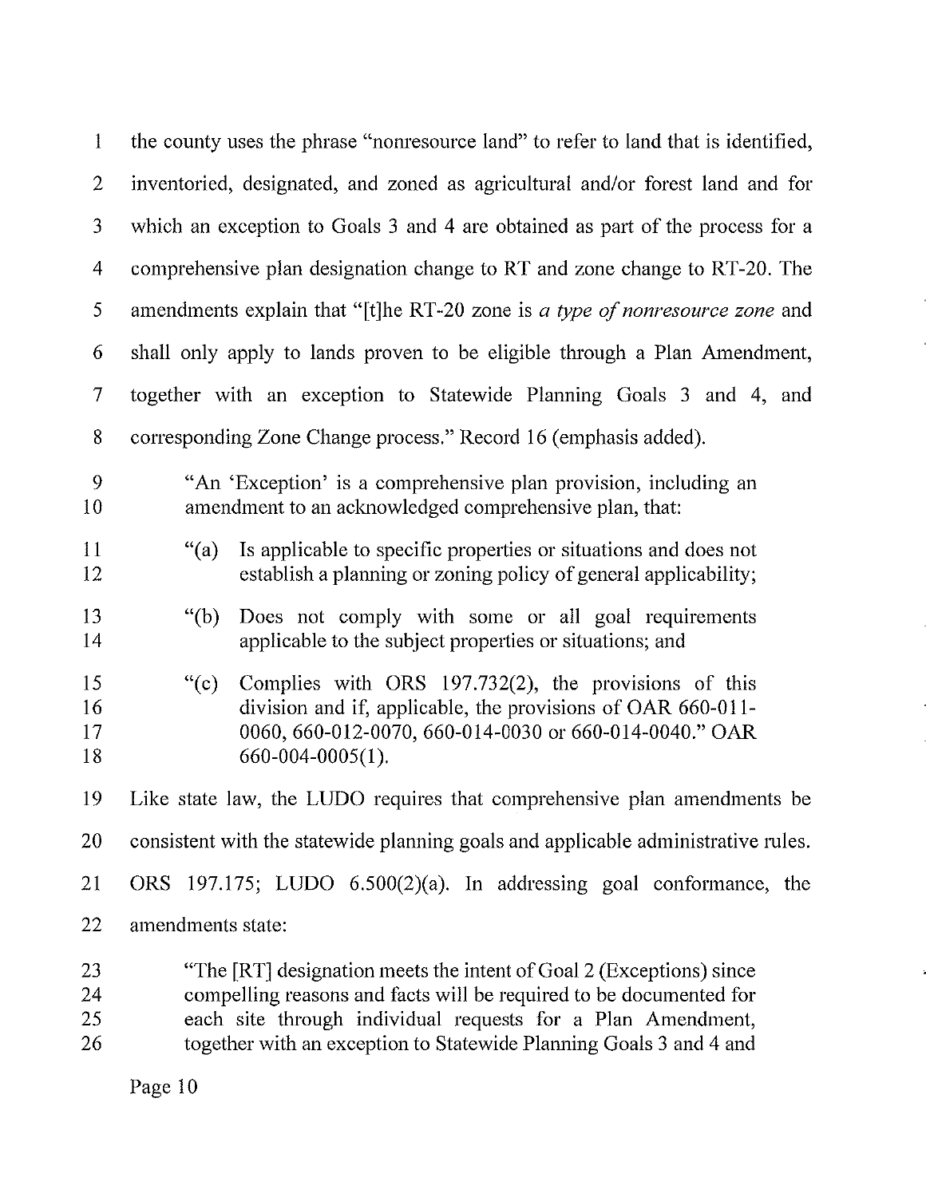the county uses the phrase "nonresource land" to refer to land that is identified, inventoried, designated, and zoned as agricultural and/or forest land and for which an exception to Goals 3 and 4 are obtained as part of the process for a comprehensive plan designation change to RT and zone change to RT-20. The amendments explain that "[t]he RT-20 zone is *a type of nonresource zone* and shall only apply to lands proven to be eligible through a Plan Amendment, together with an exception to Statewide Planning Goals 3 and 4, and corresponding Zone Change process." Record 16 (emphasis added).

> "An 'Exception' is a comprehensive plan provision, including an amendment to an acknowledged comprehensive plan, that:
>
> "(a) Is applicable to specific properties or situations and does not establish a planning or zoning policy of general applicability;
>
> "(b) Does not comply with some or all goal requirements applicable to the subject properties or situations; and
>
> "(c) Complies with ORS 197.732(2), the provisions of this division and if, applicable, the provisions of OAR 660-011-0060, 660-012-0070, 660-014-0030 or 660-014-0040." OAR 660-004-0005(1).

Like state law, the LUDO requires that comprehensive plan amendments be consistent with the statewide planning goals and applicable administrative rules. ORS 197.175; LUDO 6.500(2)(a). In addressing goal conformance, the amendments state:

> "The [RT] designation meets the intent of Goal 2 (Exceptions) since compelling reasons and facts will be required to be documented for each site through individual requests for a Plan Amendment, together with an exception to Statewide Planning Goals 3 and 4 and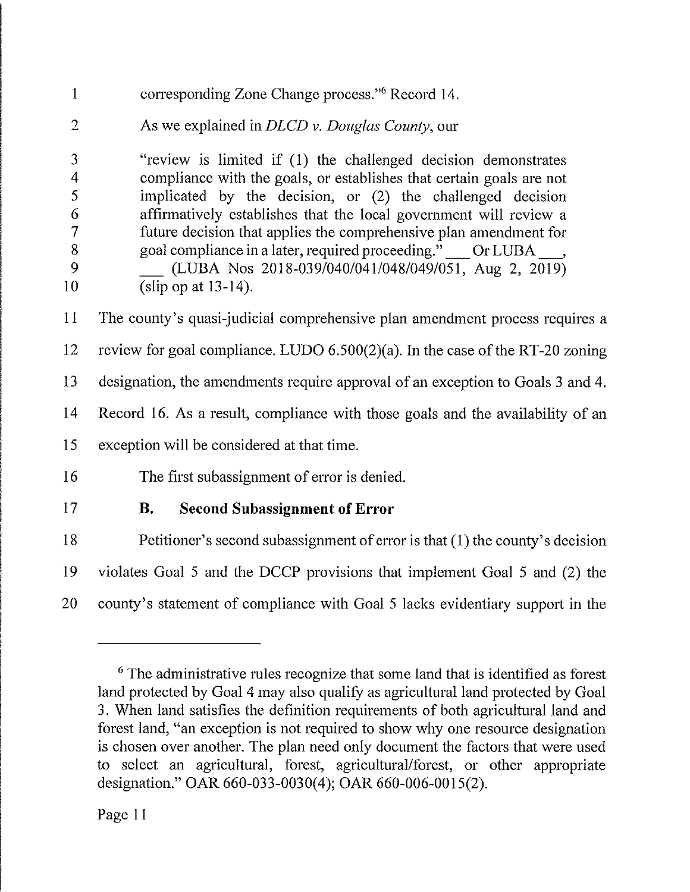corresponding Zone Change process."[6] Record 14.

As we explained in *DLCD v. Douglas County*, our

> "review is limited if (1) the challenged decision demonstrates compliance with the goals, or establishes that certain goals are not implicated by the decision, or (2) the challenged decision affirmatively establishes that the local government will review a future decision that applies the comprehensive plan amendment for goal compliance in a later, required proceeding." ___ Or LUBA ___, ___ (LUBA Nos 2018-039/040/041/048/049/051, Aug 2, 2019) (slip op at 13-14).

The county's quasi-judicial comprehensive plan amendment process requires a review for goal compliance. LUDO 6.500(2)(a). In the case of the RT-20 zoning designation, the amendments require approval of an exception to Goals 3 and 4. Record 16. As a result, compliance with those goals and the availability of an exception will be considered at that time.

The first subassignment of error is denied.

### B. Second Subassignment of Error

Petitioner's second subassignment of error is that (1) the county's decision violates Goal 5 and the DCCP provisions that implement Goal 5 and (2) the county's statement of compliance with Goal 5 lacks evidentiary support in the

---

[6] The administrative rules recognize that some land that is identified as forest land protected by Goal 4 may also qualify as agricultural land protected by Goal 3. When land satisfies the definition requirements of both agricultural land and forest land, "an exception is not required to show why one resource designation is chosen over another. The plan need only document the factors that were used to select an agricultural, forest, agricultural/forest, or other appropriate designation." OAR 660-033-0030(4); OAR 660-006-0015(2).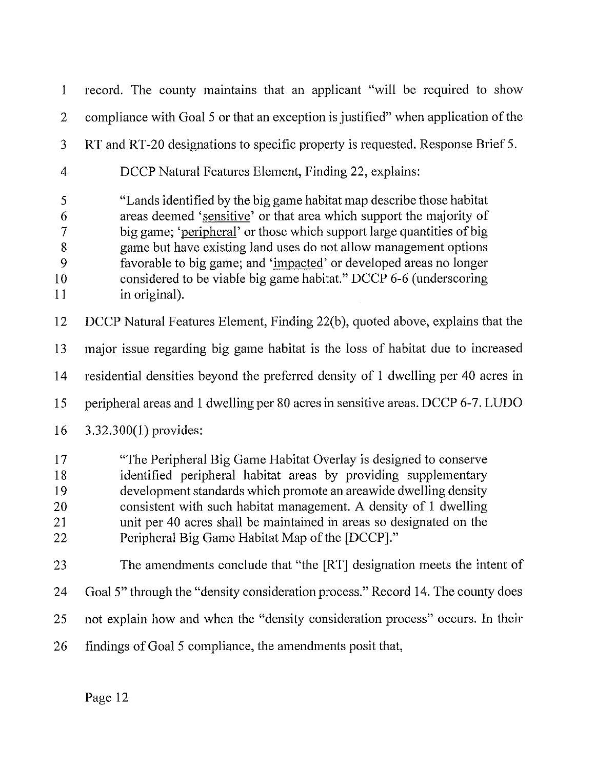record. The county maintains that an applicant "will be required to show compliance with Goal 5 or that an exception is justified" when application of the RT and RT-20 designations to specific property is requested. Response Brief 5.

DCCP Natural Features Element, Finding 22, explains:

> "Lands identified by the big game habitat map describe those habitat areas deemed 'sensitive' or that area which support the majority of big game; 'peripheral' or those which support large quantities of big game but have existing land uses do not allow management options favorable to big game; and 'impacted' or developed areas no longer considered to be viable big game habitat." DCCP 6-6 (underscoring in original).

DCCP Natural Features Element, Finding 22(b), quoted above, explains that the major issue regarding big game habitat is the loss of habitat due to increased residential densities beyond the preferred density of 1 dwelling per 40 acres in peripheral areas and 1 dwelling per 80 acres in sensitive areas. DCCP 6-7. LUDO 3.32.300(1) provides:

> "The Peripheral Big Game Habitat Overlay is designed to conserve identified peripheral habitat areas by providing supplementary development standards which promote an areawide dwelling density consistent with such habitat management. A density of 1 dwelling unit per 40 acres shall be maintained in areas so designated on the Peripheral Big Game Habitat Map of the [DCCP]."

The amendments conclude that "the [RT] designation meets the intent of Goal 5" through the "density consideration process." Record 14. The county does not explain how and when the "density consideration process" occurs. In their findings of Goal 5 compliance, the amendments posit that,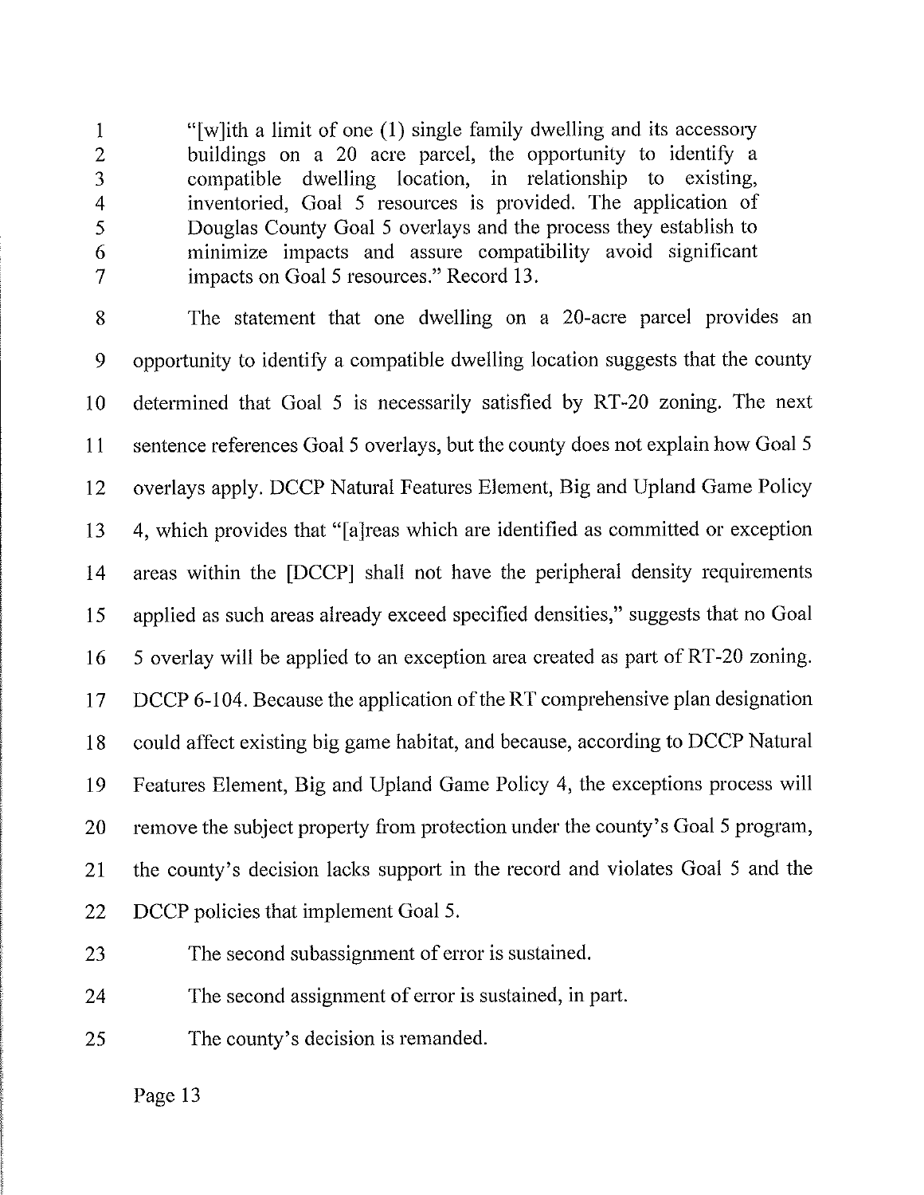> "[w]ith a limit of one (1) single family dwelling and its accessory buildings on a 20 acre parcel, the opportunity to identify a compatible dwelling location, in relationship to existing, inventoried, Goal 5 resources is provided. The application of Douglas County Goal 5 overlays and the process they establish to minimize impacts and assure compatibility avoid significant impacts on Goal 5 resources." Record 13.

The statement that one dwelling on a 20-acre parcel provides an opportunity to identify a compatible dwelling location suggests that the county determined that Goal 5 is necessarily satisfied by RT-20 zoning. The next sentence references Goal 5 overlays, but the county does not explain how Goal 5 overlays apply. DCCP Natural Features Element, Big and Upland Game Policy 4, which provides that "[a]reas which are identified as committed or exception areas within the [DCCP] shall not have the peripheral density requirements applied as such areas already exceed specified densities," suggests that no Goal 5 overlay will be applied to an exception area created as part of RT-20 zoning. DCCP 6-104. Because the application of the RT comprehensive plan designation could affect existing big game habitat, and because, according to DCCP Natural Features Element, Big and Upland Game Policy 4, the exceptions process will remove the subject property from protection under the county's Goal 5 program, the county's decision lacks support in the record and violates Goal 5 and the DCCP policies that implement Goal 5.

The second subassignment of error is sustained.

The second assignment of error is sustained, in part.

The county's decision is remanded.